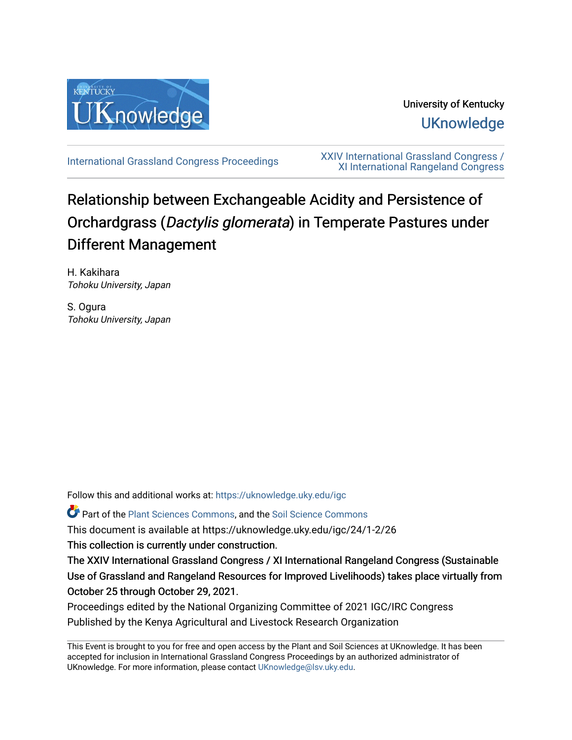University of Kentucky

UKnowledge

International Grassland Congress Proceedings

XXIV International Grassland Congress / XI International Rangeland Congress

# Relationship between Exchangeable Acidity and Persistence of Orchardgrass (*Dactylis glomerata*) in Temperate Pastures under Different Management

H. Kakihara
*Tohoku University, Japan*

S. Ogura
*Tohoku University, Japan*

Follow this and additional works at: https://uknowledge.uky.edu/igc

Part of the Plant Sciences Commons, and the Soil Science Commons

This document is available at https://uknowledge.uky.edu/igc/24/1-2/26

This collection is currently under construction.

The XXIV International Grassland Congress / XI International Rangeland Congress (Sustainable Use of Grassland and Rangeland Resources for Improved Livelihoods) takes place virtually from October 25 through October 29, 2021.

Proceedings edited by the National Organizing Committee of 2021 IGC/IRC Congress

Published by the Kenya Agricultural and Livestock Research Organization

This Event is brought to you for free and open access by the Plant and Soil Sciences at UKnowledge. It has been accepted for inclusion in International Grassland Congress Proceedings by an authorized administrator of UKnowledge. For more information, please contact UKnowledge@lsv.uky.edu.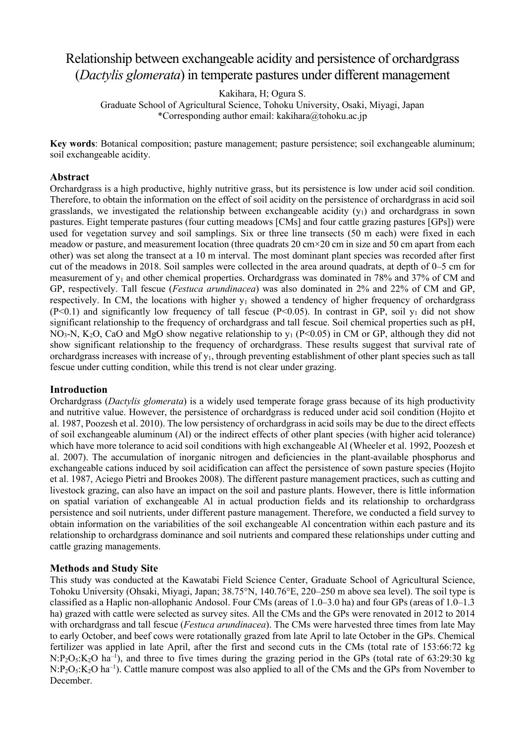# Relationship between exchangeable acidity and persistence of orchardgrass (*Dactylis glomerata*) in temperate pastures under different management

Kakihara, H; Ogura S.

Graduate School of Agricultural Science, Tohoku University, Osaki, Miyagi, Japan

*Corresponding author email: kakihara@tohoku.ac.jp

**Key words**: Botanical composition; pasture management; pasture persistence; soil exchangeable aluminum; soil exchangeable acidity.

## Abstract

Orchardgrass is a high productive, highly nutritive grass, but its persistence is low under acid soil condition. Therefore, to obtain the information on the effect of soil acidity on the persistence of orchardgrass in acid soil grasslands, we investigated the relationship between exchangeable acidity ($y_1$) and orchardgrass in sown pastures. Eight temperate pastures (four cutting meadows [CMs] and four cattle grazing pastures [GPs]) were used for vegetation survey and soil samplings. Six or three line transects (50 m each) were fixed in each meadow or pasture, and measurement location (three quadrats 20 cm×20 cm in size and 50 cm apart from each other) was set along the transect at a 10 m interval. The most dominant plant species was recorded after first cut of the meadows in 2018. Soil samples were collected in the area around quadrats, at depth of 0–5 cm for measurement of $y_1$ and other chemical properties. Orchardgrass was dominated in 78% and 37% of CM and GP, respectively. Tall fescue (*Festuca arundinacea*) was also dominated in 2% and 22% of CM and GP, respectively. In CM, the locations with higher $y_1$ showed a tendency of higher frequency of orchardgrass ($P<0.1$) and significantly low frequency of tall fescue ($P<0.05$). In contrast in GP, soil $y_1$ did not show significant relationship to the frequency of orchardgrass and tall fescue. Soil chemical properties such as pH, $NO_3$-N, $K_2O$, CaO and MgO show negative relationship to $y_1$ ($P<0.05$) in CM or GP, although they did not show significant relationship to the frequency of orchardgrass. These results suggest that survival rate of orchardgrass increases with increase of $y_1$, through preventing establishment of other plant species such as tall fescue under cutting condition, while this trend is not clear under grazing.

## Introduction

Orchardgrass (*Dactylis glomerata*) is a widely used temperate forage grass because of its high productivity and nutritive value. However, the persistence of orchardgrass is reduced under acid soil condition (Hojito et al. 1987, Poozesh et al. 2010). The low persistency of orchardgrass in acid soils may be due to the direct effects of soil exchangeable aluminum (Al) or the indirect effects of other plant species (with higher acid tolerance) which have more tolerance to acid soil conditions with high exchangeable Al (Wheeler et al. 1992, Poozesh et al. 2007). The accumulation of inorganic nitrogen and deficiencies in the plant-available phosphorus and exchangeable cations induced by soil acidification can affect the persistence of sown pasture species (Hojito et al. 1987, Aciego Pietri and Brookes 2008). The different pasture management practices, such as cutting and livestock grazing, can also have an impact on the soil and pasture plants. However, there is little information on spatial variation of exchangeable Al in actual production fields and its relationship to orchardgrass persistence and soil nutrients, under different pasture management. Therefore, we conducted a field survey to obtain information on the variabilities of the soil exchangeable Al concentration within each pasture and its relationship to orchardgrass dominance and soil nutrients and compared these relationships under cutting and cattle grazing managements.

## Methods and Study Site

This study was conducted at the Kawatabi Field Science Center, Graduate School of Agricultural Science, Tohoku University (Ohsaki, Miyagi, Japan; 38.75°N, 140.76°E, 220–250 m above sea level). The soil type is classified as a Haplic non-allophanic Andosol. Four CMs (areas of 1.0–3.0 ha) and four GPs (areas of 1.0–1.3 ha) grazed with cattle were selected as survey sites. All the CMs and the GPs were renovated in 2012 to 2014 with orchardgrass and tall fescue (*Festuca arundinacea*). The CMs were harvested three times from late May to early October, and beef cows were rotationally grazed from late April to late October in the GPs. Chemical fertilizer was applied in late April, after the first and second cuts in the CMs (total rate of 153:66:72 kg N:$P_2O_5$:$K_2O$ ha$^{-1}$), and three to five times during the grazing period in the GPs (total rate of 63:29:30 kg N:$P_2O_5$:$K_2O$ ha$^{-1}$). Cattle manure compost was also applied to all of the CMs and the GPs from November to December.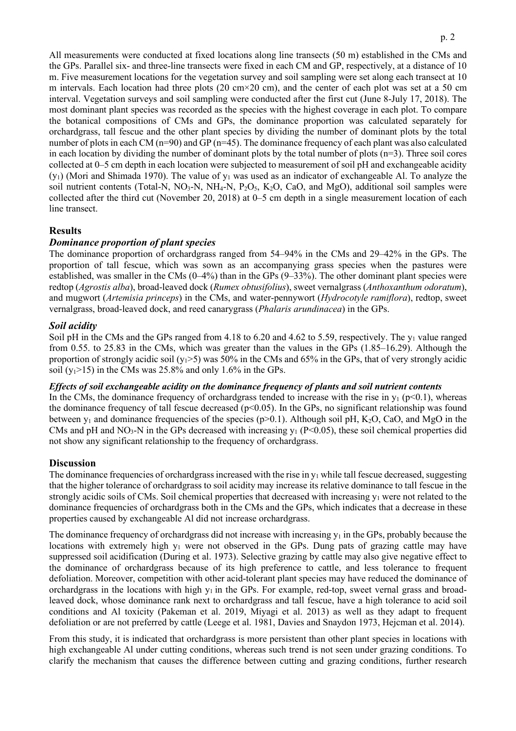All measurements were conducted at fixed locations along line transects (50 m) established in the CMs and the GPs. Parallel six- and three-line transects were fixed in each CM and GP, respectively, at a distance of 10 m. Five measurement locations for the vegetation survey and soil sampling were set along each transect at 10 m intervals. Each location had three plots (20 cm×20 cm), and the center of each plot was set at a 50 cm interval. Vegetation surveys and soil sampling were conducted after the first cut (June 8-July 17, 2018). The most dominant plant species was recorded as the species with the highest coverage in each plot. To compare the botanical compositions of CMs and GPs, the dominance proportion was calculated separately for orchardgrass, tall fescue and the other plant species by dividing the number of dominant plots by the total number of plots in each CM (n=90) and GP (n=45). The dominance frequency of each plant was also calculated in each location by dividing the number of dominant plots by the total number of plots (n=3). Three soil cores collected at 0–5 cm depth in each location were subjected to measurement of soil pH and exchangeable acidity ($y_1$) (Mori and Shimada 1970). The value of $y_1$ was used as an indicator of exchangeable Al. To analyze the soil nutrient contents (Total-N, $NO_3$-N, $NH_4$-N, $P_2O_5$, $K_2O$, CaO, and MgO), additional soil samples were collected after the third cut (November 20, 2018) at 0–5 cm depth in a single measurement location of each line transect.

## Results

### *Dominance proportion of plant species*

The dominance proportion of orchardgrass ranged from 54–94% in the CMs and 29–42% in the GPs. The proportion of tall fescue, which was sown as an accompanying grass species when the pastures were established, was smaller in the CMs (0–4%) than in the GPs (9–33%). The other dominant plant species were redtop (*Agrostis alba*), broad-leaved dock (*Rumex obtusifolius*), sweet vernalgrass (*Anthoxanthum odoratum*), and mugwort (*Artemisia princeps*) in the CMs, and water-pennywort (*Hydrocotyle ramiflora*), redtop, sweet vernalgrass, broad-leaved dock, and reed canarygrass (*Phalaris arundinacea*) in the GPs.

### *Soil acidity*

Soil pH in the CMs and the GPs ranged from 4.18 to 6.20 and 4.62 to 5.59, respectively. The $y_1$ value ranged from 0.55. to 25.83 in the CMs, which was greater than the values in the GPs (1.85–16.29). Although the proportion of strongly acidic soil ($y_1$>5) was 50% in the CMs and 65% in the GPs, that of very strongly acidic soil ($y_1$>15) in the CMs was 25.8% and only 1.6% in the GPs.

#### *Effects of soil exchangeable acidity on the dominance frequency of plants and soil nutrient contents*

In the CMs, the dominance frequency of orchardgrass tended to increase with the rise in $y_1$ ($p<0.1$), whereas the dominance frequency of tall fescue decreased ($p<0.05$). In the GPs, no significant relationship was found between $y_1$ and dominance frequencies of the species ($p>0.1$). Although soil pH, $K_2O$, CaO, and MgO in the CMs and pH and $NO_3$-N in the GPs decreased with increasing $y_1$ ($P<0.05$), these soil chemical properties did not show any significant relationship to the frequency of orchardgrass.

## Discussion

The dominance frequencies of orchardgrass increased with the rise in $y_1$ while tall fescue decreased, suggesting that the higher tolerance of orchardgrass to soil acidity may increase its relative dominance to tall fescue in the strongly acidic soils of CMs. Soil chemical properties that decreased with increasing $y_1$ were not related to the dominance frequencies of orchardgrass both in the CMs and the GPs, which indicates that a decrease in these properties caused by exchangeable Al did not increase orchardgrass.

The dominance frequency of orchardgrass did not increase with increasing $y_1$ in the GPs, probably because the locations with extremely high $y_1$ were not observed in the GPs. Dung pats of grazing cattle may have suppressed soil acidification (During et al. 1973). Selective grazing by cattle may also give negative effect to the dominance of orchardgrass because of its high preference to cattle, and less tolerance to frequent defoliation. Moreover, competition with other acid-tolerant plant species may have reduced the dominance of orchardgrass in the locations with high $y_1$ in the GPs. For example, red-top, sweet vernal grass and broad-leaved dock, whose dominance rank next to orchardgrass and tall fescue, have a high tolerance to acid soil conditions and Al toxicity (Pakeman et al. 2019, Miyagi et al. 2013) as well as they adapt to frequent defoliation or are not preferred by cattle (Leege et al. 1981, Davies and Snaydon 1973, Hejcman et al. 2014).

From this study, it is indicated that orchardgrass is more persistent than other plant species in locations with high exchangeable Al under cutting conditions, whereas such trend is not seen under grazing conditions. To clarify the mechanism that causes the difference between cutting and grazing conditions, further research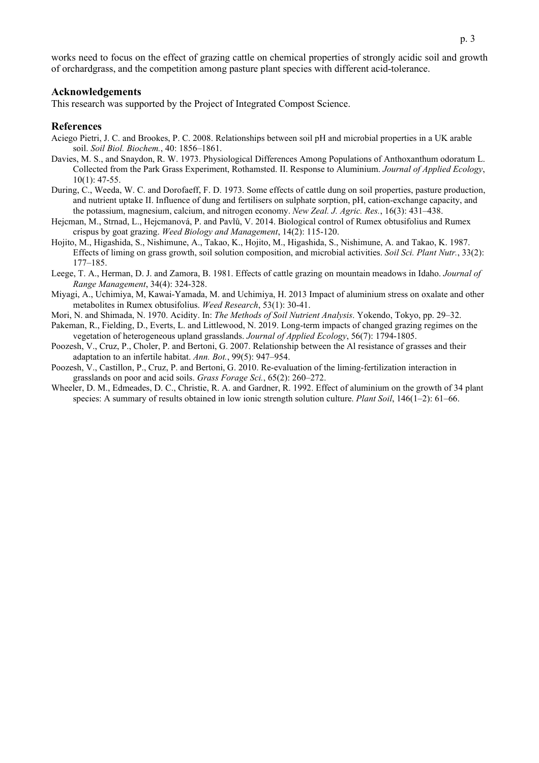works need to focus on the effect of grazing cattle on chemical properties of strongly acidic soil and growth of orchardgrass, and the competition among pasture plant species with different acid-tolerance.

## Acknowledgements

This research was supported by the Project of Integrated Compost Science.

## References

Aciego Pietri, J. C. and Brookes, P. C. 2008. Relationships between soil pH and microbial properties in a UK arable soil. *Soil Biol. Biochem.*, 40: 1856–1861.

Davies, M. S., and Snaydon, R. W. 1973. Physiological Differences Among Populations of Anthoxanthum odoratum L. Collected from the Park Grass Experiment, Rothamsted. II. Response to Aluminium. *Journal of Applied Ecology*, 10(1): 47-55.

During, C., Weeda, W. C. and Dorofaeff, F. D. 1973. Some effects of cattle dung on soil properties, pasture production, and nutrient uptake II. Influence of dung and fertilisers on sulphate sorption, pH, cation-exchange capacity, and the potassium, magnesium, calcium, and nitrogen economy. *New Zeal. J. Agric. Res.*, 16(3): 431–438.

Hejcman, M., Strnad, L., Hejcmanová, P. and Pavlů, V. 2014. Biological control of Rumex obtusifolius and Rumex crispus by goat grazing. *Weed Biology and Management*, 14(2): 115-120.

Hojito, M., Higashida, S., Nishimune, A., Takao, K., Hojito, M., Higashida, S., Nishimune, A. and Takao, K. 1987. Effects of liming on grass growth, soil solution composition, and microbial activities. *Soil Sci. Plant Nutr.*, 33(2): 177–185.

Leege, T. A., Herman, D. J. and Zamora, B. 1981. Effects of cattle grazing on mountain meadows in Idaho. *Journal of Range Management*, 34(4): 324-328.

Miyagi, A., Uchimiya, M, Kawai-Yamada, M. and Uchimiya, H. 2013 Impact of aluminium stress on oxalate and other metabolites in Rumex obtusifolius. *Weed Research*, 53(1): 30-41.

Mori, N. and Shimada, N. 1970. Acidity. In: *The Methods of Soil Nutrient Analysis*. Yokendo, Tokyo, pp. 29–32.

Pakeman, R., Fielding, D., Everts, L. and Littlewood, N. 2019. Long-term impacts of changed grazing regimes on the vegetation of heterogeneous upland grasslands. *Journal of Applied Ecology*, 56(7): 1794-1805.

Poozesh, V., Cruz, P., Choler, P. and Bertoni, G. 2007. Relationship between the Al resistance of grasses and their adaptation to an infertile habitat. *Ann. Bot.*, 99(5): 947–954.

Poozesh, V., Castillon, P., Cruz, P. and Bertoni, G. 2010. Re-evaluation of the liming-fertilization interaction in grasslands on poor and acid soils. *Grass Forage Sci.*, 65(2): 260–272.

Wheeler, D. M., Edmeades, D. C., Christie, R. A. and Gardner, R. 1992. Effect of aluminium on the growth of 34 plant species: A summary of results obtained in low ionic strength solution culture. *Plant Soil*, 146(1–2): 61–66.